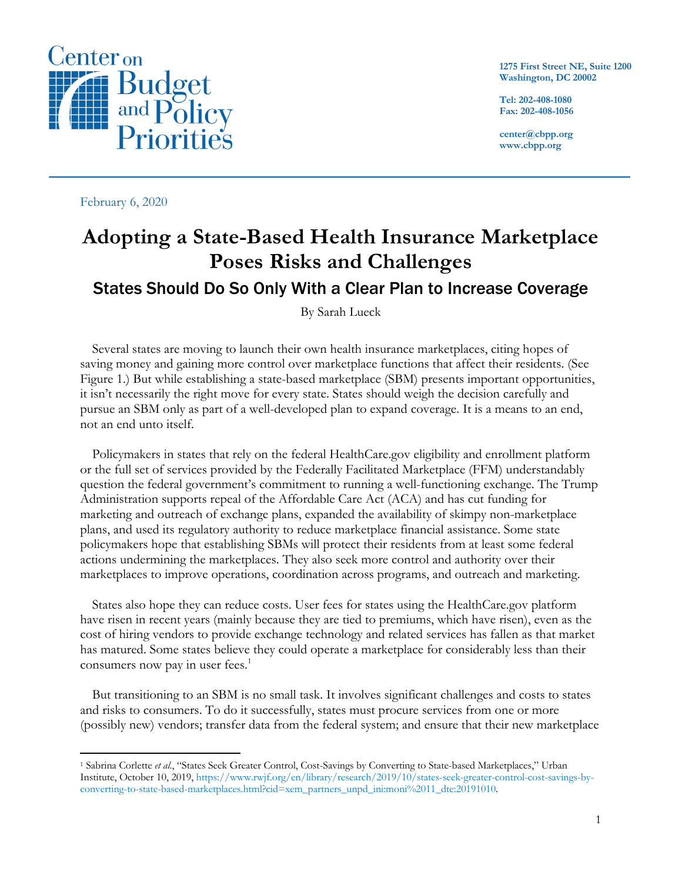Center on Budget and Policy Priorities

1275 First Street NE, Suite 1200
Washington, DC 20002

Tel: 202-408-1080
Fax: 202-408-1056

center@cbpp.org
www.cbpp.org

February 6, 2020

# Adopting a State-Based Health Insurance Marketplace Poses Risks and Challenges

## States Should Do So Only With a Clear Plan to Increase Coverage

By Sarah Lueck

Several states are moving to launch their own health insurance marketplaces, citing hopes of saving money and gaining more control over marketplace functions that affect their residents. (See Figure 1.) But while establishing a state-based marketplace (SBM) presents important opportunities, it isn't necessarily the right move for every state. States should weigh the decision carefully and pursue an SBM only as part of a well-developed plan to expand coverage. It is a means to an end, not an end unto itself.

Policymakers in states that rely on the federal HealthCare.gov eligibility and enrollment platform or the full set of services provided by the Federally Facilitated Marketplace (FFM) understandably question the federal government's commitment to running a well-functioning exchange. The Trump Administration supports repeal of the Affordable Care Act (ACA) and has cut funding for marketing and outreach of exchange plans, expanded the availability of skimpy non-marketplace plans, and used its regulatory authority to reduce marketplace financial assistance. Some state policymakers hope that establishing SBMs will protect their residents from at least some federal actions undermining the marketplaces. They also seek more control and authority over their marketplaces to improve operations, coordination across programs, and outreach and marketing.

States also hope they can reduce costs. User fees for states using the HealthCare.gov platform have risen in recent years (mainly because they are tied to premiums, which have risen), even as the cost of hiring vendors to provide exchange technology and related services has fallen as that market has matured. Some states believe they could operate a marketplace for considerably less than their consumers now pay in user fees.[1]

But transitioning to an SBM is no small task. It involves significant challenges and costs to states and risks to consumers. To do it successfully, states must procure services from one or more (possibly new) vendors; transfer data from the federal system; and ensure that their new marketplace

[1] Sabrina Corlette *et al.*, "States Seek Greater Control, Cost-Savings by Converting to State-based Marketplaces," Urban Institute, October 10, 2019, https://www.rwjf.org/en/library/research/2019/10/states-seek-greater-control-cost-savings-by-converting-to-state-based-marketplaces.html?cid=xem_partners_unpd_ini:moni%2011_dte:20191010.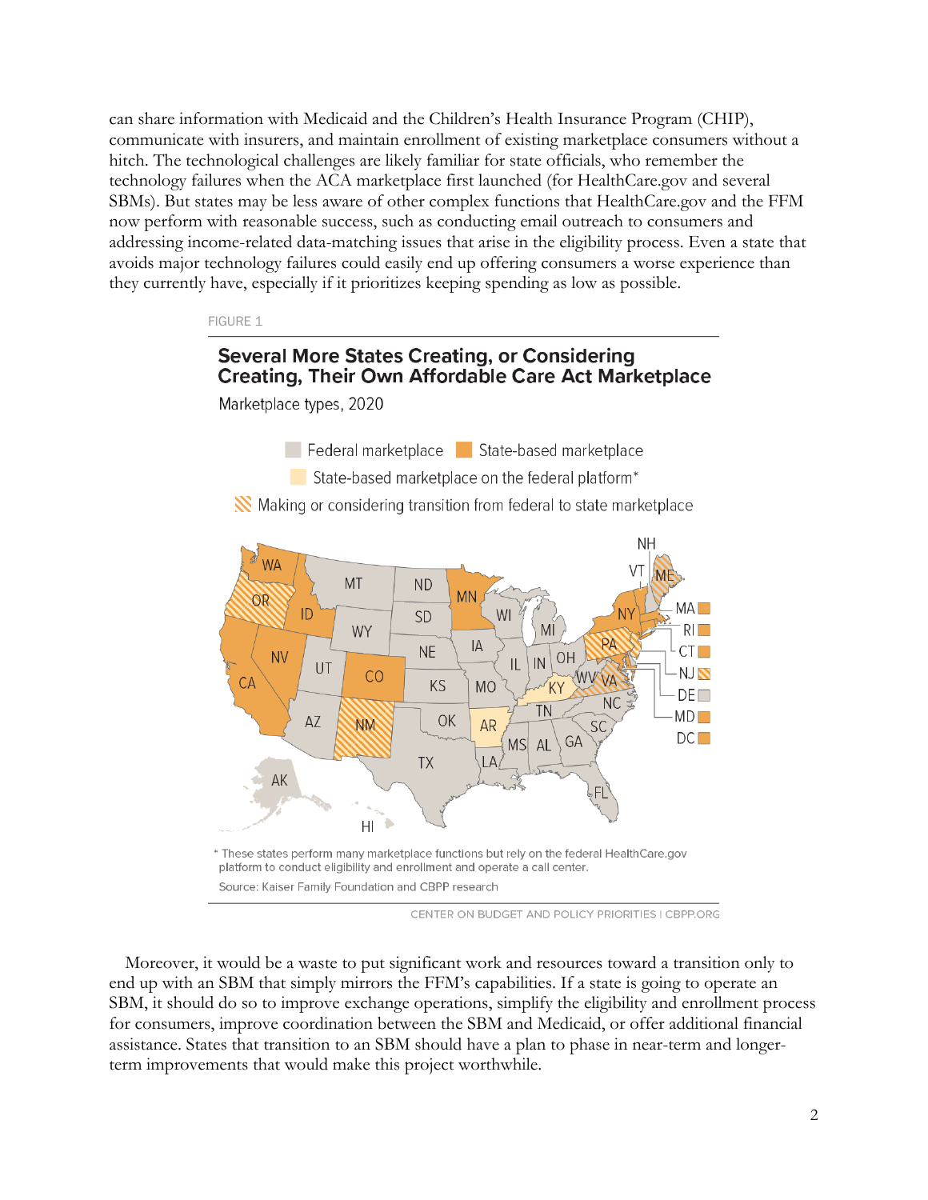can share information with Medicaid and the Children's Health Insurance Program (CHIP), communicate with insurers, and maintain enrollment of existing marketplace consumers without a hitch. The technological challenges are likely familiar for state officials, who remember the technology failures when the ACA marketplace first launched (for HealthCare.gov and several SBMs). But states may be less aware of other complex functions that HealthCare.gov and the FFM now perform with reasonable success, such as conducting email outreach to consumers and addressing income-related data-matching issues that arise in the eligibility process. Even a state that avoids major technology failures could easily end up offering consumers a worse experience than they currently have, especially if it prioritizes keeping spending as low as possible.

FIGURE 1

**Several More States Creating, or Considering Creating, Their Own Affordable Care Act Marketplace**

Marketplace types, 2020

Federal marketplace | State-based marketplace | State-based marketplace on the federal platform* | Making or considering transition from federal to state marketplace

\* These states perform many marketplace functions but rely on the federal HealthCare.gov platform to conduct eligibility and enrollment and operate a call center.

Source: Kaiser Family Foundation and CBPP research

CENTER ON BUDGET AND POLICY PRIORITIES | CBPP.ORG

Moreover, it would be a waste to put significant work and resources toward a transition only to end up with an SBM that simply mirrors the FFM's capabilities. If a state is going to operate an SBM, it should do so to improve exchange operations, simplify the eligibility and enrollment process for consumers, improve coordination between the SBM and Medicaid, or offer additional financial assistance. States that transition to an SBM should have a plan to phase in near-term and longer-term improvements that would make this project worthwhile.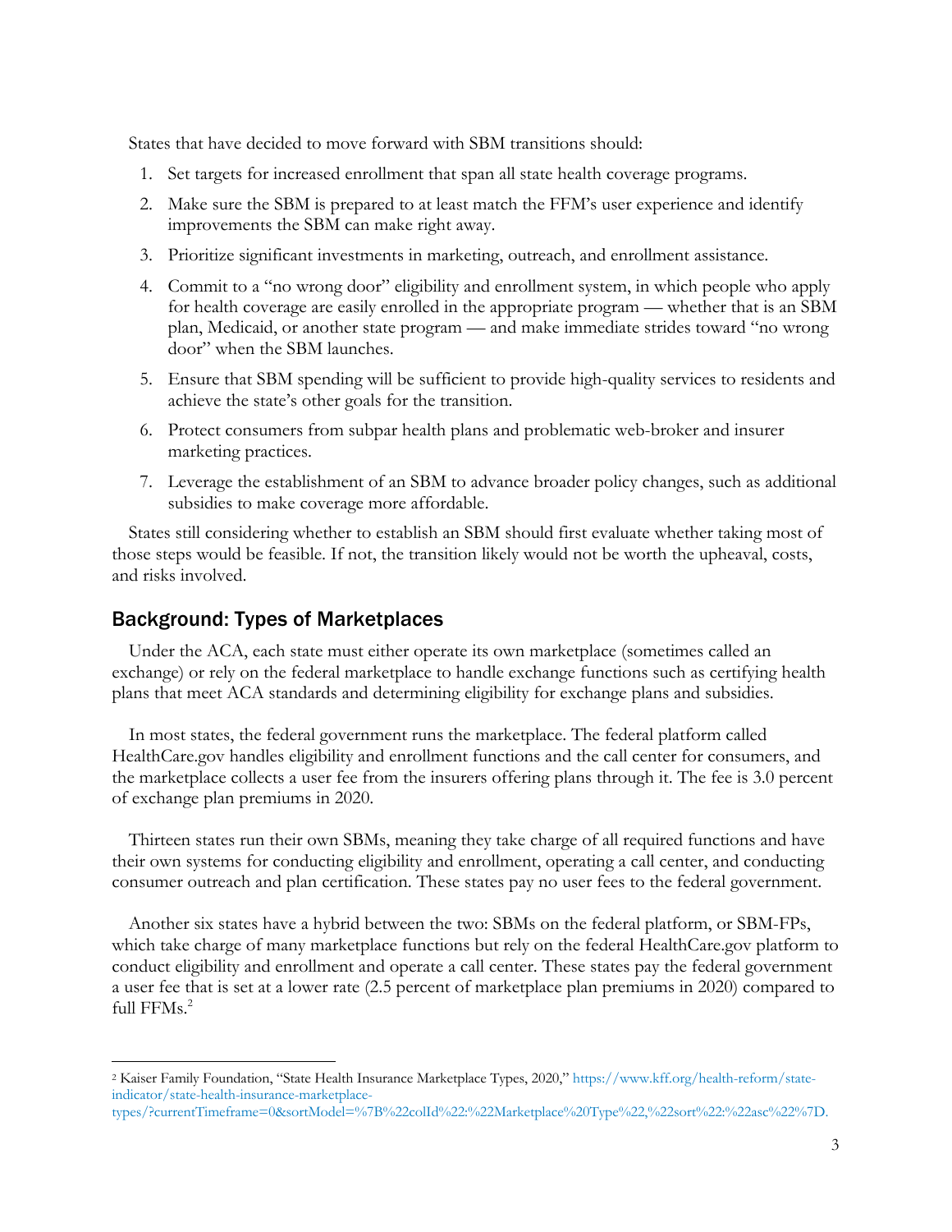States that have decided to move forward with SBM transitions should:

1. Set targets for increased enrollment that span all state health coverage programs.
2. Make sure the SBM is prepared to at least match the FFM's user experience and identify improvements the SBM can make right away.
3. Prioritize significant investments in marketing, outreach, and enrollment assistance.
4. Commit to a "no wrong door" eligibility and enrollment system, in which people who apply for health coverage are easily enrolled in the appropriate program — whether that is an SBM plan, Medicaid, or another state program — and make immediate strides toward "no wrong door" when the SBM launches.
5. Ensure that SBM spending will be sufficient to provide high-quality services to residents and achieve the state's other goals for the transition.
6. Protect consumers from subpar health plans and problematic web-broker and insurer marketing practices.
7. Leverage the establishment of an SBM to advance broader policy changes, such as additional subsidies to make coverage more affordable.

States still considering whether to establish an SBM should first evaluate whether taking most of those steps would be feasible. If not, the transition likely would not be worth the upheaval, costs, and risks involved.

## Background: Types of Marketplaces

Under the ACA, each state must either operate its own marketplace (sometimes called an exchange) or rely on the federal marketplace to handle exchange functions such as certifying health plans that meet ACA standards and determining eligibility for exchange plans and subsidies.

In most states, the federal government runs the marketplace. The federal platform called HealthCare.gov handles eligibility and enrollment functions and the call center for consumers, and the marketplace collects a user fee from the insurers offering plans through it. The fee is 3.0 percent of exchange plan premiums in 2020.

Thirteen states run their own SBMs, meaning they take charge of all required functions and have their own systems for conducting eligibility and enrollment, operating a call center, and conducting consumer outreach and plan certification. These states pay no user fees to the federal government.

Another six states have a hybrid between the two: SBMs on the federal platform, or SBM-FPs, which take charge of many marketplace functions but rely on the federal HealthCare.gov platform to conduct eligibility and enrollment and operate a call center. These states pay the federal government a user fee that is set at a lower rate (2.5 percent of marketplace plan premiums in 2020) compared to full FFMs.[2]

---

[2] Kaiser Family Foundation, "State Health Insurance Marketplace Types, 2020," https://www.kff.org/health-reform/state-indicator/state-health-insurance-marketplace-types/?currentTimeframe=0&sortModel=%7B%22colId%22:%22Marketplace%20Type%22,%22sort%22:%22asc%22%7D.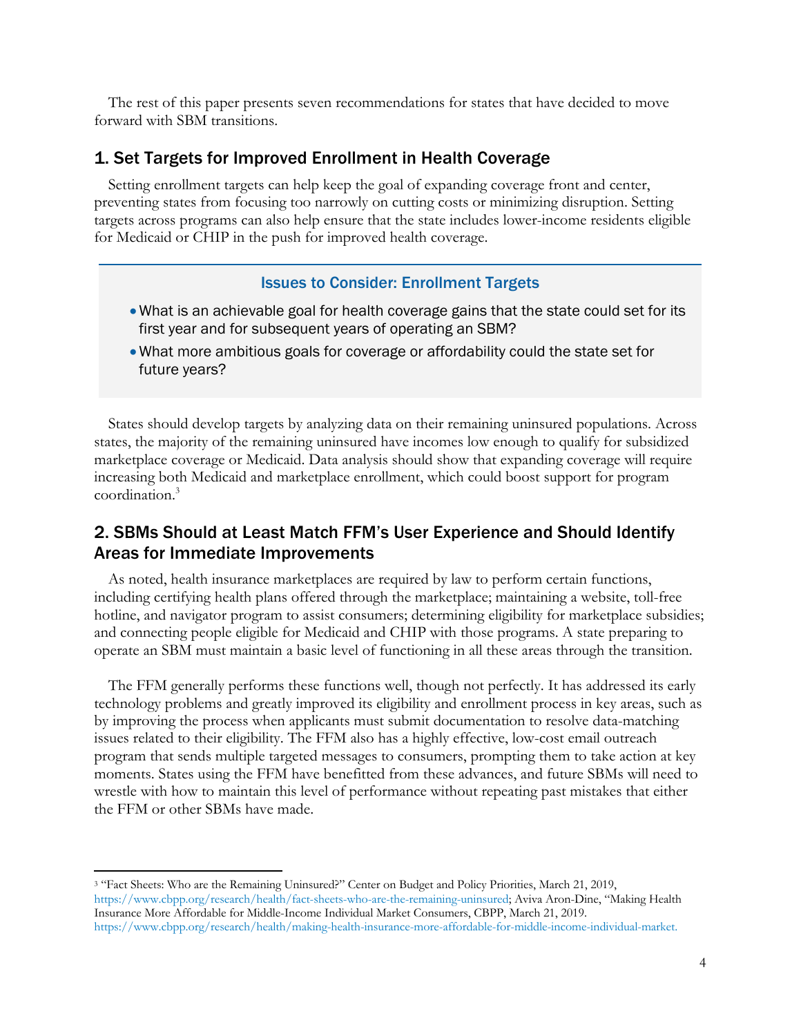The rest of this paper presents seven recommendations for states that have decided to move forward with SBM transitions.

## 1. Set Targets for Improved Enrollment in Health Coverage

Setting enrollment targets can help keep the goal of expanding coverage front and center, preventing states from focusing too narrowly on cutting costs or minimizing disruption. Setting targets across programs can also help ensure that the state includes lower-income residents eligible for Medicaid or CHIP in the push for improved health coverage.

> **Issues to Consider: Enrollment Targets**
>
> - What is an achievable goal for health coverage gains that the state could set for its first year and for subsequent years of operating an SBM?
> - What more ambitious goals for coverage or affordability could the state set for future years?

States should develop targets by analyzing data on their remaining uninsured populations. Across states, the majority of the remaining uninsured have incomes low enough to qualify for subsidized marketplace coverage or Medicaid. Data analysis should show that expanding coverage will require increasing both Medicaid and marketplace enrollment, which could boost support for program coordination.[3]

## 2. SBMs Should at Least Match FFM's User Experience and Should Identify Areas for Immediate Improvements

As noted, health insurance marketplaces are required by law to perform certain functions, including certifying health plans offered through the marketplace; maintaining a website, toll-free hotline, and navigator program to assist consumers; determining eligibility for marketplace subsidies; and connecting people eligible for Medicaid and CHIP with those programs. A state preparing to operate an SBM must maintain a basic level of functioning in all these areas through the transition.

The FFM generally performs these functions well, though not perfectly. It has addressed its early technology problems and greatly improved its eligibility and enrollment process in key areas, such as by improving the process when applicants must submit documentation to resolve data-matching issues related to their eligibility. The FFM also has a highly effective, low-cost email outreach program that sends multiple targeted messages to consumers, prompting them to take action at key moments. States using the FFM have benefitted from these advances, and future SBMs will need to wrestle with how to maintain this level of performance without repeating past mistakes that either the FFM or other SBMs have made.

---

[3] "Fact Sheets: Who are the Remaining Uninsured?" Center on Budget and Policy Priorities, March 21, 2019, https://www.cbpp.org/research/health/fact-sheets-who-are-the-remaining-uninsured; Aviva Aron-Dine, "Making Health Insurance More Affordable for Middle-Income Individual Market Consumers, CBPP, March 21, 2019. https://www.cbpp.org/research/health/making-health-insurance-more-affordable-for-middle-income-individual-market.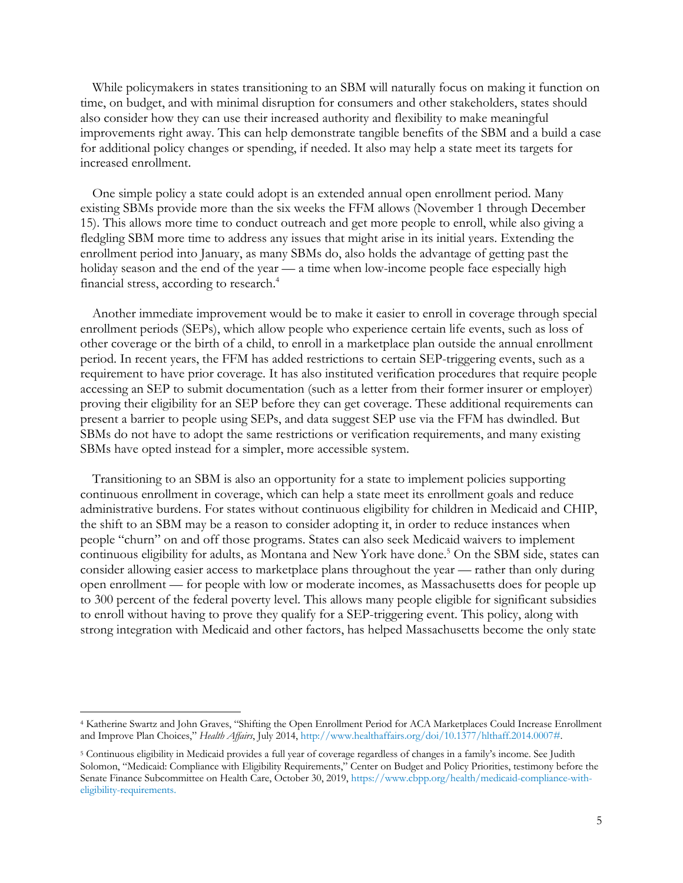While policymakers in states transitioning to an SBM will naturally focus on making it function on time, on budget, and with minimal disruption for consumers and other stakeholders, states should also consider how they can use their increased authority and flexibility to make meaningful improvements right away. This can help demonstrate tangible benefits of the SBM and a build a case for additional policy changes or spending, if needed. It also may help a state meet its targets for increased enrollment.

One simple policy a state could adopt is an extended annual open enrollment period. Many existing SBMs provide more than the six weeks the FFM allows (November 1 through December 15). This allows more time to conduct outreach and get more people to enroll, while also giving a fledgling SBM more time to address any issues that might arise in its initial years. Extending the enrollment period into January, as many SBMs do, also holds the advantage of getting past the holiday season and the end of the year — a time when low-income people face especially high financial stress, according to research.[4]

Another immediate improvement would be to make it easier to enroll in coverage through special enrollment periods (SEPs), which allow people who experience certain life events, such as loss of other coverage or the birth of a child, to enroll in a marketplace plan outside the annual enrollment period. In recent years, the FFM has added restrictions to certain SEP-triggering events, such as a requirement to have prior coverage. It has also instituted verification procedures that require people accessing an SEP to submit documentation (such as a letter from their former insurer or employer) proving their eligibility for an SEP before they can get coverage. These additional requirements can present a barrier to people using SEPs, and data suggest SEP use via the FFM has dwindled. But SBMs do not have to adopt the same restrictions or verification requirements, and many existing SBMs have opted instead for a simpler, more accessible system.

Transitioning to an SBM is also an opportunity for a state to implement policies supporting continuous enrollment in coverage, which can help a state meet its enrollment goals and reduce administrative burdens. For states without continuous eligibility for children in Medicaid and CHIP, the shift to an SBM may be a reason to consider adopting it, in order to reduce instances when people "churn" on and off those programs. States can also seek Medicaid waivers to implement continuous eligibility for adults, as Montana and New York have done.[5] On the SBM side, states can consider allowing easier access to marketplace plans throughout the year — rather than only during open enrollment — for people with low or moderate incomes, as Massachusetts does for people up to 300 percent of the federal poverty level. This allows many people eligible for significant subsidies to enroll without having to prove they qualify for a SEP-triggering event. This policy, along with strong integration with Medicaid and other factors, has helped Massachusetts become the only state

---

[4] Katherine Swartz and John Graves, "Shifting the Open Enrollment Period for ACA Marketplaces Could Increase Enrollment and Improve Plan Choices," *Health Affairs*, July 2014, http://www.healthaffairs.org/doi/10.1377/hlthaff.2014.0007#.

[5] Continuous eligibility in Medicaid provides a full year of coverage regardless of changes in a family's income. See Judith Solomon, "Medicaid: Compliance with Eligibility Requirements," Center on Budget and Policy Priorities, testimony before the Senate Finance Subcommittee on Health Care, October 30, 2019, https://www.cbpp.org/health/medicaid-compliance-with-eligibility-requirements.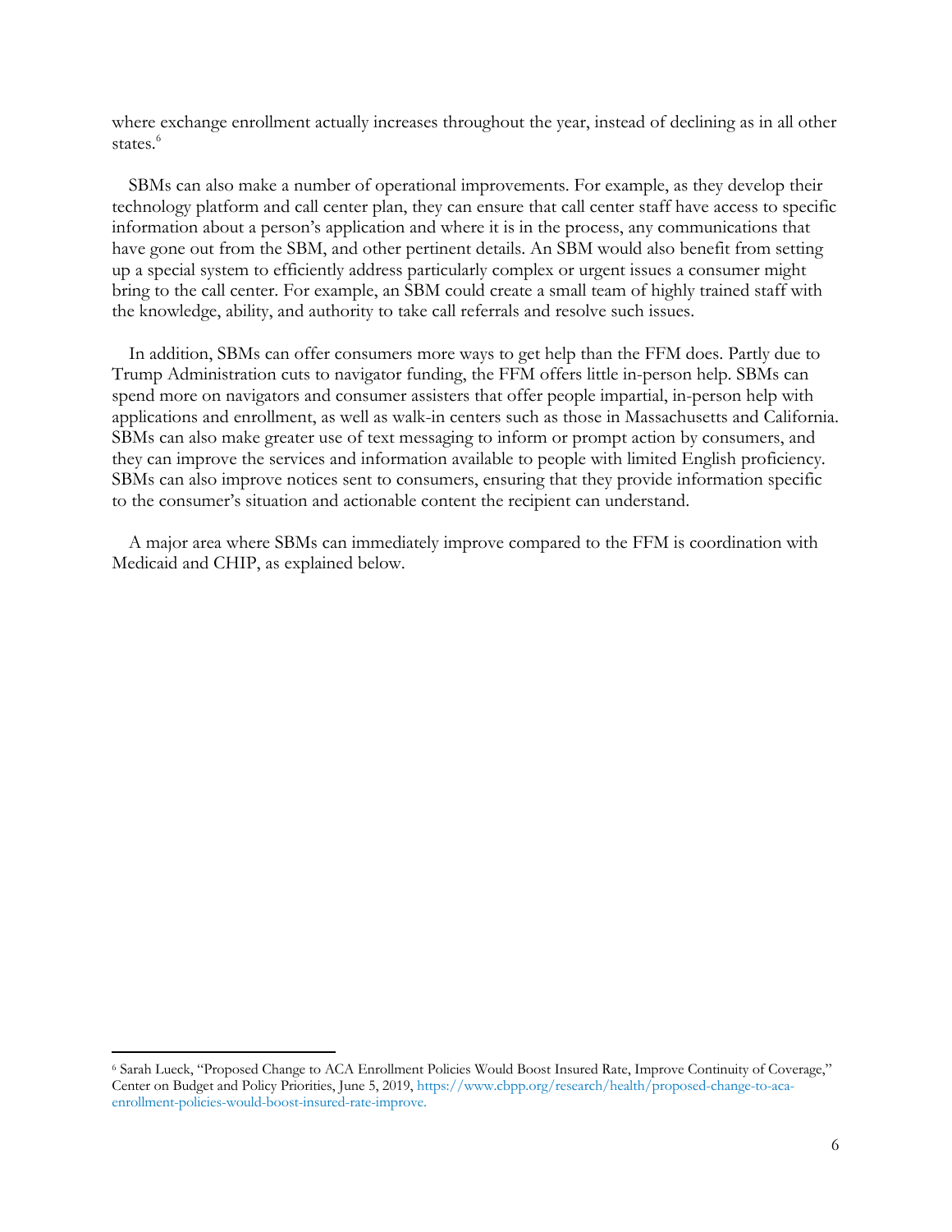where exchange enrollment actually increases throughout the year, instead of declining as in all other states.[6]

SBMs can also make a number of operational improvements. For example, as they develop their technology platform and call center plan, they can ensure that call center staff have access to specific information about a person's application and where it is in the process, any communications that have gone out from the SBM, and other pertinent details. An SBM would also benefit from setting up a special system to efficiently address particularly complex or urgent issues a consumer might bring to the call center. For example, an SBM could create a small team of highly trained staff with the knowledge, ability, and authority to take call referrals and resolve such issues.

In addition, SBMs can offer consumers more ways to get help than the FFM does. Partly due to Trump Administration cuts to navigator funding, the FFM offers little in-person help. SBMs can spend more on navigators and consumer assisters that offer people impartial, in-person help with applications and enrollment, as well as walk-in centers such as those in Massachusetts and California. SBMs can also make greater use of text messaging to inform or prompt action by consumers, and they can improve the services and information available to people with limited English proficiency. SBMs can also improve notices sent to consumers, ensuring that they provide information specific to the consumer's situation and actionable content the recipient can understand.

A major area where SBMs can immediately improve compared to the FFM is coordination with Medicaid and CHIP, as explained below.

---

[6] Sarah Lueck, "Proposed Change to ACA Enrollment Policies Would Boost Insured Rate, Improve Continuity of Coverage," Center on Budget and Policy Priorities, June 5, 2019, https://www.cbpp.org/research/health/proposed-change-to-aca-enrollment-policies-would-boost-insured-rate-improve.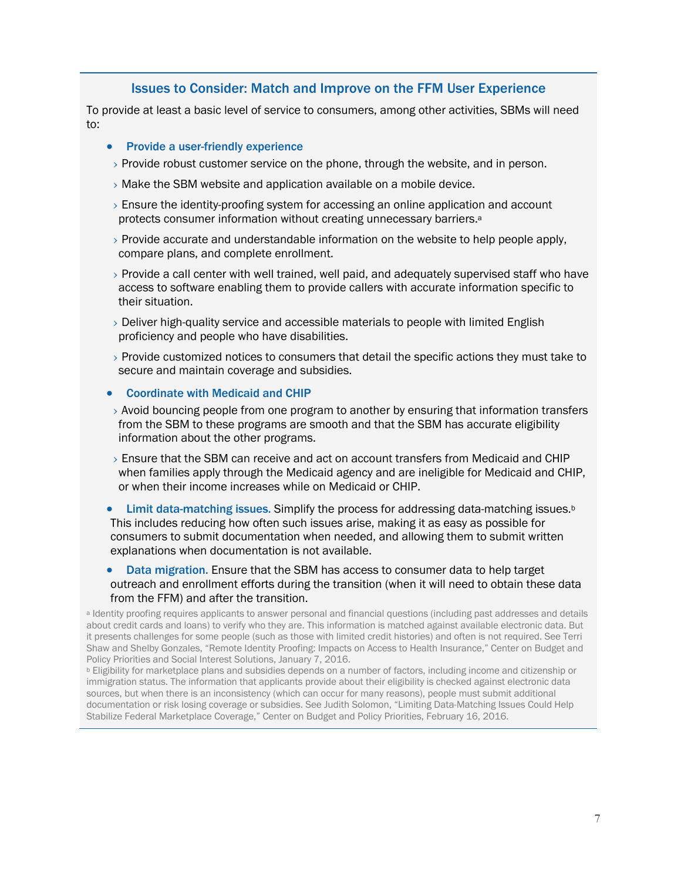### Issues to Consider: Match and Improve on the FFM User Experience

To provide at least a basic level of service to consumers, among other activities, SBMs will need to:

- **Provide a user-friendly experience**
  - › Provide robust customer service on the phone, through the website, and in person.
  - › Make the SBM website and application available on a mobile device.
  - › Ensure the identity-proofing system for accessing an online application and account protects consumer information without creating unnecessary barriers.[a]
  - › Provide accurate and understandable information on the website to help people apply, compare plans, and complete enrollment.
  - › Provide a call center with well trained, well paid, and adequately supervised staff who have access to software enabling them to provide callers with accurate information specific to their situation.
  - › Deliver high-quality service and accessible materials to people with limited English proficiency and people who have disabilities.
  - › Provide customized notices to consumers that detail the specific actions they must take to secure and maintain coverage and subsidies.
- **Coordinate with Medicaid and CHIP**
  - › Avoid bouncing people from one program to another by ensuring that information transfers from the SBM to these programs are smooth and that the SBM has accurate eligibility information about the other programs.
  - › Ensure that the SBM can receive and act on account transfers from Medicaid and CHIP when families apply through the Medicaid agency and are ineligible for Medicaid and CHIP, or when their income increases while on Medicaid or CHIP.
- **Limit data-matching issues.** Simplify the process for addressing data-matching issues.[b] This includes reducing how often such issues arise, making it as easy as possible for consumers to submit documentation when needed, and allowing them to submit written explanations when documentation is not available.
- **Data migration.** Ensure that the SBM has access to consumer data to help target outreach and enrollment efforts during the transition (when it will need to obtain these data from the FFM) and after the transition.

[a] Identity proofing requires applicants to answer personal and financial questions (including past addresses and details about credit cards and loans) to verify who they are. This information is matched against available electronic data. But it presents challenges for some people (such as those with limited credit histories) and often is not required. See Terri Shaw and Shelby Gonzales, "Remote Identity Proofing: Impacts on Access to Health Insurance," Center on Budget and Policy Priorities and Social Interest Solutions, January 7, 2016.

[b] Eligibility for marketplace plans and subsidies depends on a number of factors, including income and citizenship or immigration status. The information that applicants provide about their eligibility is checked against electronic data sources, but when there is an inconsistency (which can occur for many reasons), people must submit additional documentation or risk losing coverage or subsidies. See Judith Solomon, "Limiting Data-Matching Issues Could Help Stabilize Federal Marketplace Coverage," Center on Budget and Policy Priorities, February 16, 2016.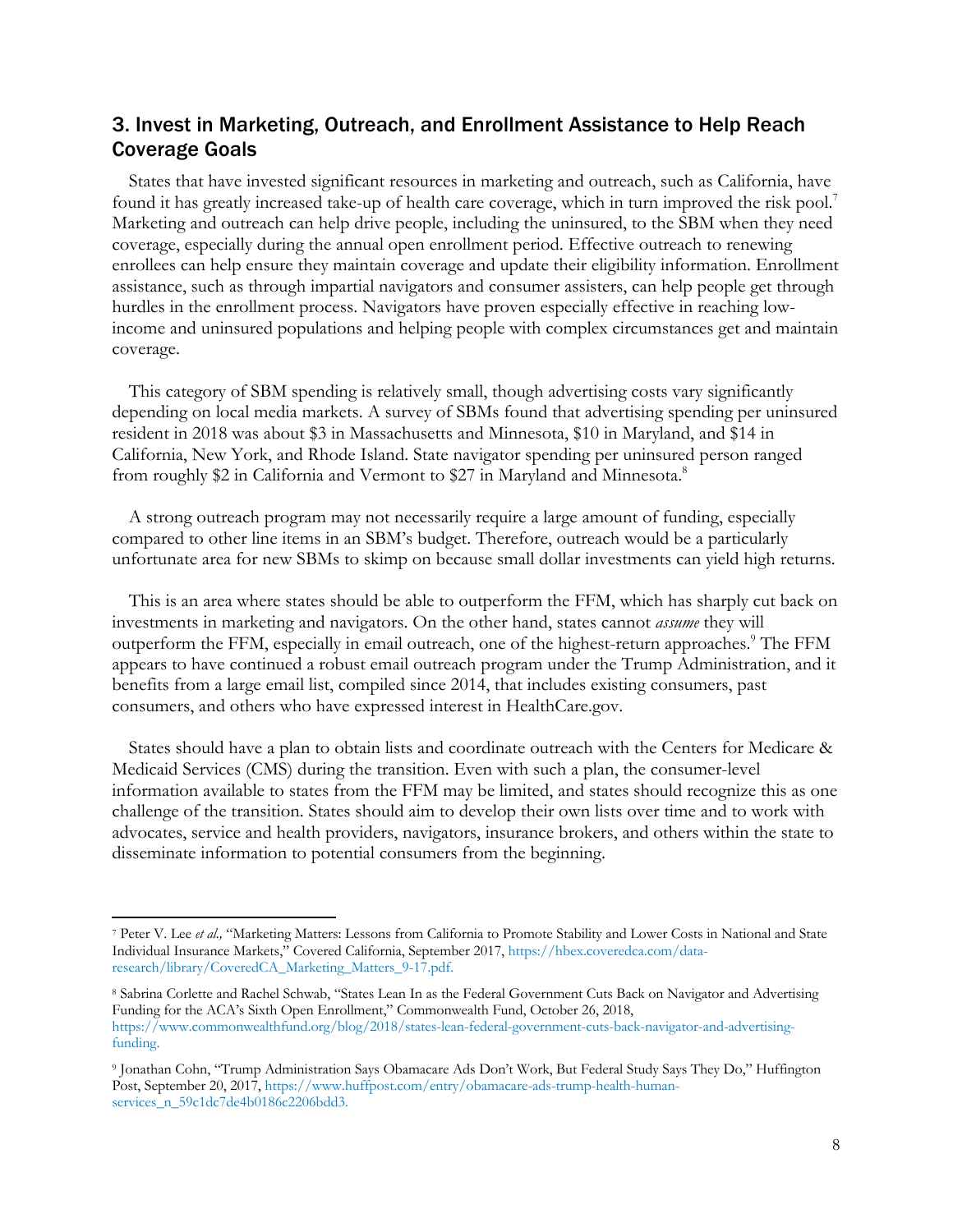## 3. Invest in Marketing, Outreach, and Enrollment Assistance to Help Reach Coverage Goals

States that have invested significant resources in marketing and outreach, such as California, have found it has greatly increased take-up of health care coverage, which in turn improved the risk pool.[7] Marketing and outreach can help drive people, including the uninsured, to the SBM when they need coverage, especially during the annual open enrollment period. Effective outreach to renewing enrollees can help ensure they maintain coverage and update their eligibility information. Enrollment assistance, such as through impartial navigators and consumer assisters, can help people get through hurdles in the enrollment process. Navigators have proven especially effective in reaching low-income and uninsured populations and helping people with complex circumstances get and maintain coverage.

This category of SBM spending is relatively small, though advertising costs vary significantly depending on local media markets. A survey of SBMs found that advertising spending per uninsured resident in 2018 was about $3 in Massachusetts and Minnesota, $10 in Maryland, and $14 in California, New York, and Rhode Island. State navigator spending per uninsured person ranged from roughly $2 in California and Vermont to $27 in Maryland and Minnesota.[8]

A strong outreach program may not necessarily require a large amount of funding, especially compared to other line items in an SBM's budget. Therefore, outreach would be a particularly unfortunate area for new SBMs to skimp on because small dollar investments can yield high returns.

This is an area where states should be able to outperform the FFM, which has sharply cut back on investments in marketing and navigators. On the other hand, states cannot *assume* they will outperform the FFM, especially in email outreach, one of the highest-return approaches.[9] The FFM appears to have continued a robust email outreach program under the Trump Administration, and it benefits from a large email list, compiled since 2014, that includes existing consumers, past consumers, and others who have expressed interest in HealthCare.gov.

States should have a plan to obtain lists and coordinate outreach with the Centers for Medicare & Medicaid Services (CMS) during the transition. Even with such a plan, the consumer-level information available to states from the FFM may be limited, and states should recognize this as one challenge of the transition. States should aim to develop their own lists over time and to work with advocates, service and health providers, navigators, insurance brokers, and others within the state to disseminate information to potential consumers from the beginning.

---

[7] Peter V. Lee *et al.,* "Marketing Matters: Lessons from California to Promote Stability and Lower Costs in National and State Individual Insurance Markets," Covered California, September 2017, https://hbex.coveredca.com/data-research/library/CoveredCA_Marketing_Matters_9-17.pdf.

[8] Sabrina Corlette and Rachel Schwab, "States Lean In as the Federal Government Cuts Back on Navigator and Advertising Funding for the ACA's Sixth Open Enrollment," Commonwealth Fund, October 26, 2018, https://www.commonwealthfund.org/blog/2018/states-lean-federal-government-cuts-back-navigator-and-advertising-funding.

[9] Jonathan Cohn, "Trump Administration Says Obamacare Ads Don't Work, But Federal Study Says They Do," Huffington Post, September 20, 2017, https://www.huffpost.com/entry/obamacare-ads-trump-health-human-services_n_59c1dc7de4b0186c2206bdd3.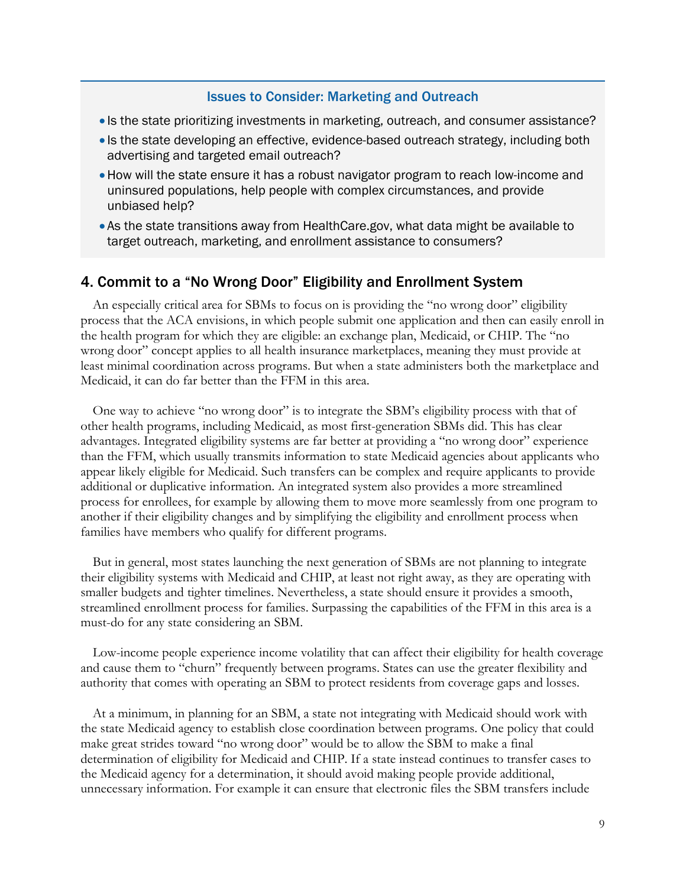### Issues to Consider: Marketing and Outreach

- Is the state prioritizing investments in marketing, outreach, and consumer assistance?
- Is the state developing an effective, evidence-based outreach strategy, including both advertising and targeted email outreach?
- How will the state ensure it has a robust navigator program to reach low-income and uninsured populations, help people with complex circumstances, and provide unbiased help?
- As the state transitions away from HealthCare.gov, what data might be available to target outreach, marketing, and enrollment assistance to consumers?

## 4. Commit to a "No Wrong Door" Eligibility and Enrollment System

An especially critical area for SBMs to focus on is providing the "no wrong door" eligibility process that the ACA envisions, in which people submit one application and then can easily enroll in the health program for which they are eligible: an exchange plan, Medicaid, or CHIP. The "no wrong door" concept applies to all health insurance marketplaces, meaning they must provide at least minimal coordination across programs. But when a state administers both the marketplace and Medicaid, it can do far better than the FFM in this area.

One way to achieve "no wrong door" is to integrate the SBM's eligibility process with that of other health programs, including Medicaid, as most first-generation SBMs did. This has clear advantages. Integrated eligibility systems are far better at providing a "no wrong door" experience than the FFM, which usually transmits information to state Medicaid agencies about applicants who appear likely eligible for Medicaid. Such transfers can be complex and require applicants to provide additional or duplicative information. An integrated system also provides a more streamlined process for enrollees, for example by allowing them to move more seamlessly from one program to another if their eligibility changes and by simplifying the eligibility and enrollment process when families have members who qualify for different programs.

But in general, most states launching the next generation of SBMs are not planning to integrate their eligibility systems with Medicaid and CHIP, at least not right away, as they are operating with smaller budgets and tighter timelines. Nevertheless, a state should ensure it provides a smooth, streamlined enrollment process for families. Surpassing the capabilities of the FFM in this area is a must-do for any state considering an SBM.

Low-income people experience income volatility that can affect their eligibility for health coverage and cause them to "churn" frequently between programs. States can use the greater flexibility and authority that comes with operating an SBM to protect residents from coverage gaps and losses.

At a minimum, in planning for an SBM, a state not integrating with Medicaid should work with the state Medicaid agency to establish close coordination between programs. One policy that could make great strides toward "no wrong door" would be to allow the SBM to make a final determination of eligibility for Medicaid and CHIP. If a state instead continues to transfer cases to the Medicaid agency for a determination, it should avoid making people provide additional, unnecessary information. For example it can ensure that electronic files the SBM transfers include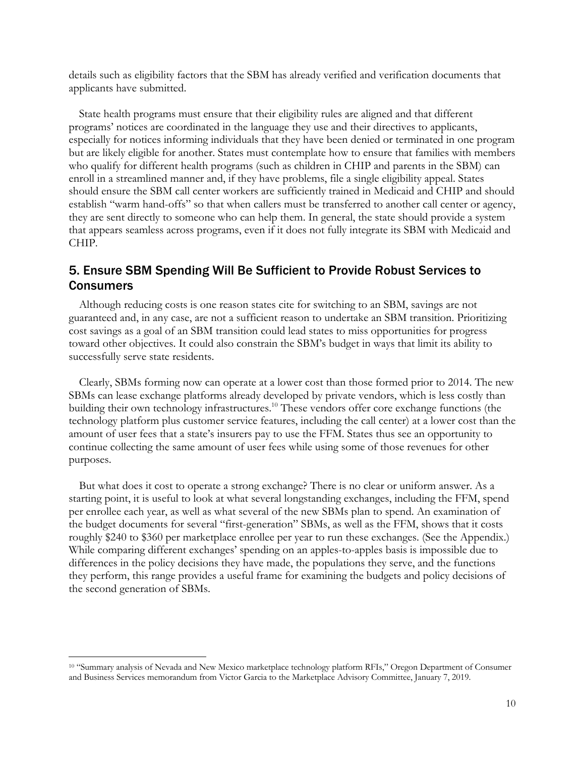details such as eligibility factors that the SBM has already verified and verification documents that applicants have submitted.

State health programs must ensure that their eligibility rules are aligned and that different programs' notices are coordinated in the language they use and their directives to applicants, especially for notices informing individuals that they have been denied or terminated in one program but are likely eligible for another. States must contemplate how to ensure that families with members who qualify for different health programs (such as children in CHIP and parents in the SBM) can enroll in a streamlined manner and, if they have problems, file a single eligibility appeal. States should ensure the SBM call center workers are sufficiently trained in Medicaid and CHIP and should establish "warm hand-offs" so that when callers must be transferred to another call center or agency, they are sent directly to someone who can help them. In general, the state should provide a system that appears seamless across programs, even if it does not fully integrate its SBM with Medicaid and CHIP.

## 5. Ensure SBM Spending Will Be Sufficient to Provide Robust Services to Consumers

Although reducing costs is one reason states cite for switching to an SBM, savings are not guaranteed and, in any case, are not a sufficient reason to undertake an SBM transition. Prioritizing cost savings as a goal of an SBM transition could lead states to miss opportunities for progress toward other objectives. It could also constrain the SBM's budget in ways that limit its ability to successfully serve state residents.

Clearly, SBMs forming now can operate at a lower cost than those formed prior to 2014. The new SBMs can lease exchange platforms already developed by private vendors, which is less costly than building their own technology infrastructures.[10] These vendors offer core exchange functions (the technology platform plus customer service features, including the call center) at a lower cost than the amount of user fees that a state's insurers pay to use the FFM. States thus see an opportunity to continue collecting the same amount of user fees while using some of those revenues for other purposes.

But what does it cost to operate a strong exchange? There is no clear or uniform answer. As a starting point, it is useful to look at what several longstanding exchanges, including the FFM, spend per enrollee each year, as well as what several of the new SBMs plan to spend. An examination of the budget documents for several "first-generation" SBMs, as well as the FFM, shows that it costs roughly $240 to $360 per marketplace enrollee per year to run these exchanges. (See the Appendix.) While comparing different exchanges' spending on an apples-to-apples basis is impossible due to differences in the policy decisions they have made, the populations they serve, and the functions they perform, this range provides a useful frame for examining the budgets and policy decisions of the second generation of SBMs.

---

[10] "Summary analysis of Nevada and New Mexico marketplace technology platform RFIs," Oregon Department of Consumer and Business Services memorandum from Victor Garcia to the Marketplace Advisory Committee, January 7, 2019.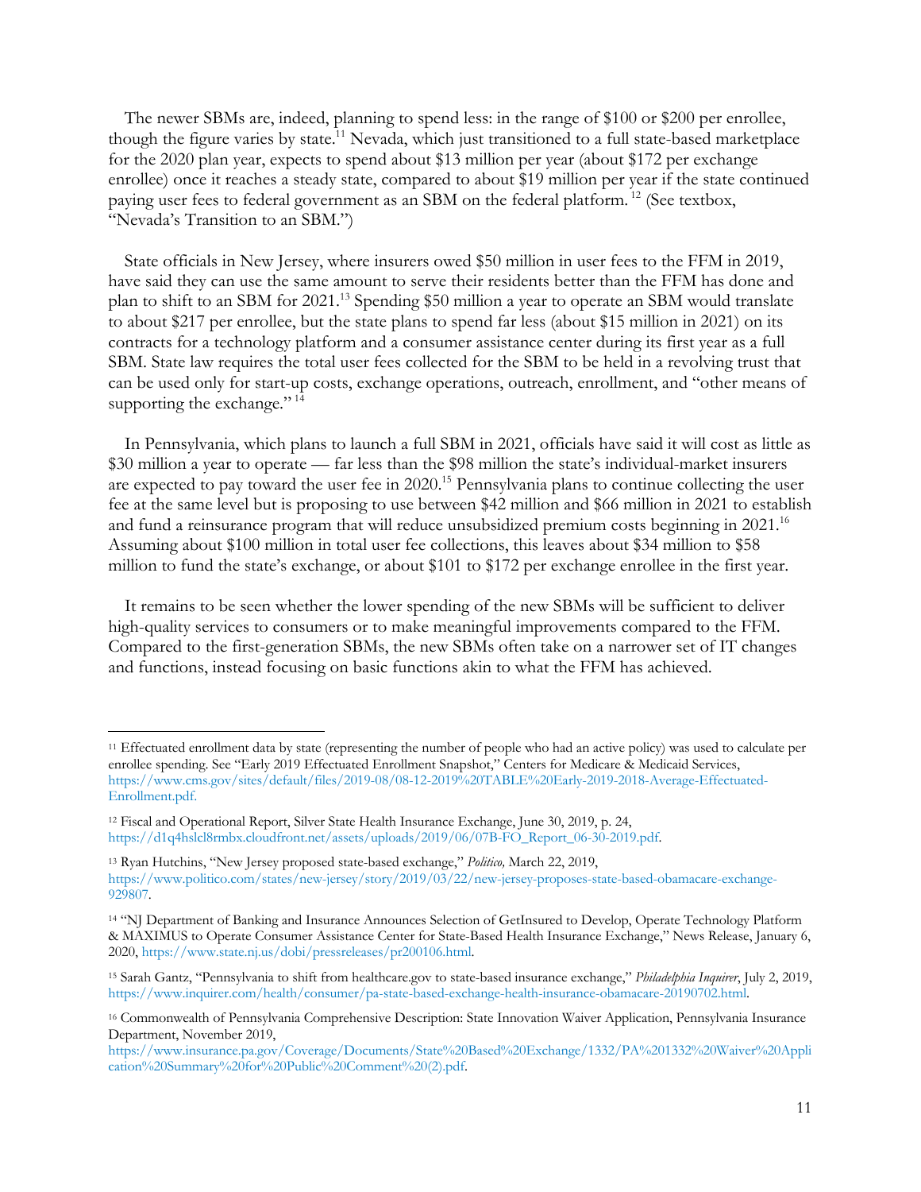The newer SBMs are, indeed, planning to spend less: in the range of $100 or $200 per enrollee, though the figure varies by state.[11] Nevada, which just transitioned to a full state-based marketplace for the 2020 plan year, expects to spend about $13 million per year (about $172 per exchange enrollee) once it reaches a steady state, compared to about $19 million per year if the state continued paying user fees to federal government as an SBM on the federal platform.[12] (See textbox, "Nevada's Transition to an SBM.")

State officials in New Jersey, where insurers owed $50 million in user fees to the FFM in 2019, have said they can use the same amount to serve their residents better than the FFM has done and plan to shift to an SBM for 2021.[13] Spending $50 million a year to operate an SBM would translate to about $217 per enrollee, but the state plans to spend far less (about $15 million in 2021) on its contracts for a technology platform and a consumer assistance center during its first year as a full SBM. State law requires the total user fees collected for the SBM to be held in a revolving trust that can be used only for start-up costs, exchange operations, outreach, enrollment, and "other means of supporting the exchange."[14]

In Pennsylvania, which plans to launch a full SBM in 2021, officials have said it will cost as little as $30 million a year to operate — far less than the $98 million the state's individual-market insurers are expected to pay toward the user fee in 2020.[15] Pennsylvania plans to continue collecting the user fee at the same level but is proposing to use between $42 million and $66 million in 2021 to establish and fund a reinsurance program that will reduce unsubsidized premium costs beginning in 2021.[16] Assuming about $100 million in total user fee collections, this leaves about $34 million to $58 million to fund the state's exchange, or about $101 to $172 per exchange enrollee in the first year.

It remains to be seen whether the lower spending of the new SBMs will be sufficient to deliver high-quality services to consumers or to make meaningful improvements compared to the FFM. Compared to the first-generation SBMs, the new SBMs often take on a narrower set of IT changes and functions, instead focusing on basic functions akin to what the FFM has achieved.

---

[11] Effectuated enrollment data by state (representing the number of people who had an active policy) was used to calculate per enrollee spending. See "Early 2019 Effectuated Enrollment Snapshot," Centers for Medicare & Medicaid Services, https://www.cms.gov/sites/default/files/2019-08/08-12-2019%20TABLE%20Early-2019-2018-Average-Effectuated-Enrollment.pdf.

[12] Fiscal and Operational Report, Silver State Health Insurance Exchange, June 30, 2019, p. 24, https://d1q4hslcl8rmbx.cloudfront.net/assets/uploads/2019/06/07B-FO_Report_06-30-2019.pdf.

[13] Ryan Hutchins, "New Jersey proposed state-based exchange," *Politico,* March 22, 2019, https://www.politico.com/states/new-jersey/story/2019/03/22/new-jersey-proposes-state-based-obamacare-exchange-929807.

[14] "NJ Department of Banking and Insurance Announces Selection of GetInsured to Develop, Operate Technology Platform & MAXIMUS to Operate Consumer Assistance Center for State-Based Health Insurance Exchange," News Release, January 6, 2020, https://www.state.nj.us/dobi/pressreleases/pr200106.html.

[15] Sarah Gantz, "Pennsylvania to shift from healthcare.gov to state-based insurance exchange," *Philadelphia Inquirer*, July 2, 2019, https://www.inquirer.com/health/consumer/pa-state-based-exchange-health-insurance-obamacare-20190702.html.

[16] Commonwealth of Pennsylvania Comprehensive Description: State Innovation Waiver Application, Pennsylvania Insurance Department, November 2019, https://www.insurance.pa.gov/Coverage/Documents/State%20Based%20Exchange/1332/PA%201332%20Waiver%20Application%20Summary%20for%20Public%20Comment%20(2).pdf.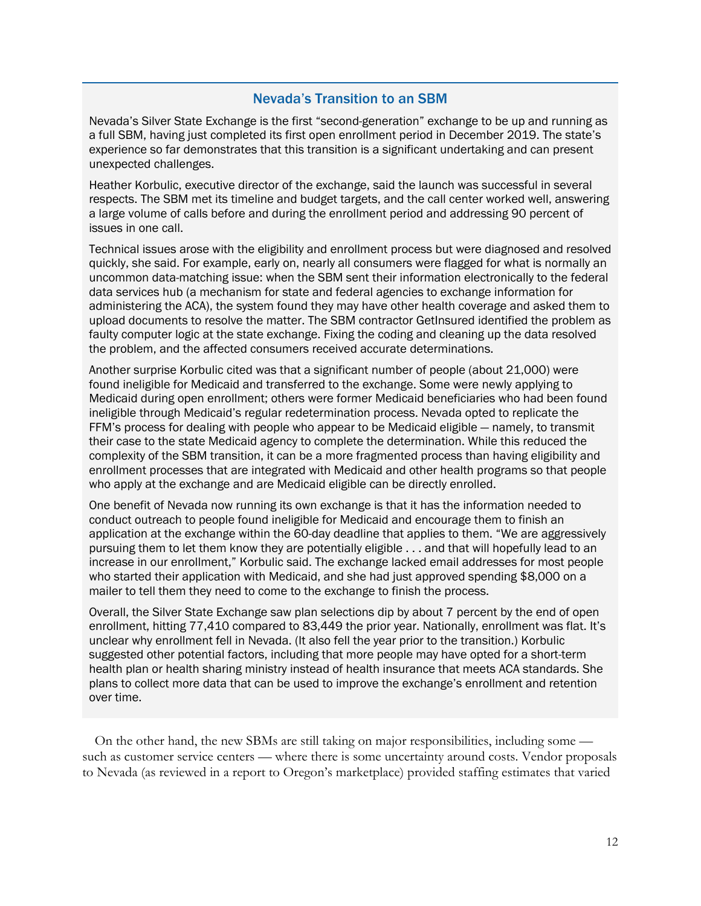### Nevada's Transition to an SBM

Nevada's Silver State Exchange is the first "second-generation" exchange to be up and running as a full SBM, having just completed its first open enrollment period in December 2019. The state's experience so far demonstrates that this transition is a significant undertaking and can present unexpected challenges.

Heather Korbulic, executive director of the exchange, said the launch was successful in several respects. The SBM met its timeline and budget targets, and the call center worked well, answering a large volume of calls before and during the enrollment period and addressing 90 percent of issues in one call.

Technical issues arose with the eligibility and enrollment process but were diagnosed and resolved quickly, she said. For example, early on, nearly all consumers were flagged for what is normally an uncommon data-matching issue: when the SBM sent their information electronically to the federal data services hub (a mechanism for state and federal agencies to exchange information for administering the ACA), the system found they may have other health coverage and asked them to upload documents to resolve the matter. The SBM contractor GetInsured identified the problem as faulty computer logic at the state exchange. Fixing the coding and cleaning up the data resolved the problem, and the affected consumers received accurate determinations.

Another surprise Korbulic cited was that a significant number of people (about 21,000) were found ineligible for Medicaid and transferred to the exchange. Some were newly applying to Medicaid during open enrollment; others were former Medicaid beneficiaries who had been found ineligible through Medicaid's regular redetermination process. Nevada opted to replicate the FFM's process for dealing with people who appear to be Medicaid eligible — namely, to transmit their case to the state Medicaid agency to complete the determination. While this reduced the complexity of the SBM transition, it can be a more fragmented process than having eligibility and enrollment processes that are integrated with Medicaid and other health programs so that people who apply at the exchange and are Medicaid eligible can be directly enrolled.

One benefit of Nevada now running its own exchange is that it has the information needed to conduct outreach to people found ineligible for Medicaid and encourage them to finish an application at the exchange within the 60-day deadline that applies to them. "We are aggressively pursuing them to let them know they are potentially eligible . . . and that will hopefully lead to an increase in our enrollment," Korbulic said. The exchange lacked email addresses for most people who started their application with Medicaid, and she had just approved spending $8,000 on a mailer to tell them they need to come to the exchange to finish the process.

Overall, the Silver State Exchange saw plan selections dip by about 7 percent by the end of open enrollment, hitting 77,410 compared to 83,449 the prior year. Nationally, enrollment was flat. It's unclear why enrollment fell in Nevada. (It also fell the year prior to the transition.) Korbulic suggested other potential factors, including that more people may have opted for a short-term health plan or health sharing ministry instead of health insurance that meets ACA standards. She plans to collect more data that can be used to improve the exchange's enrollment and retention over time.

On the other hand, the new SBMs are still taking on major responsibilities, including some — such as customer service centers — where there is some uncertainty around costs. Vendor proposals to Nevada (as reviewed in a report to Oregon's marketplace) provided staffing estimates that varied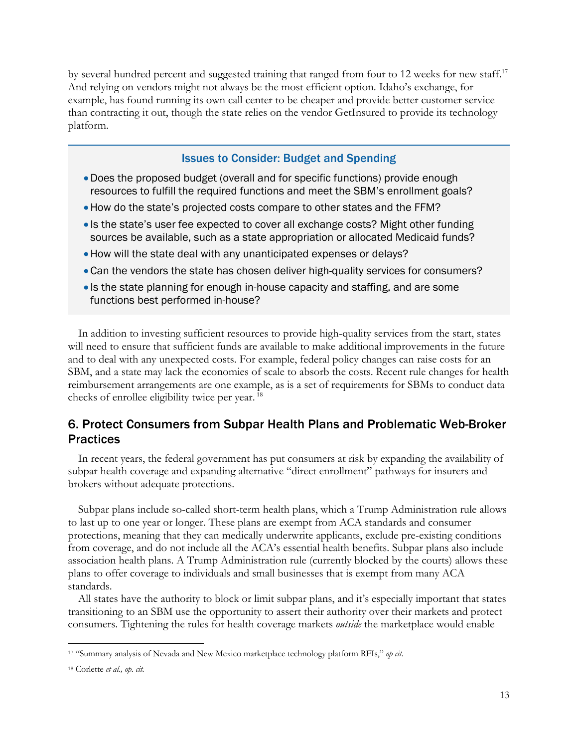by several hundred percent and suggested training that ranged from four to 12 weeks for new staff.[17] And relying on vendors might not always be the most efficient option. Idaho's exchange, for example, has found running its own call center to be cheaper and provide better customer service than contracting it out, though the state relies on the vendor GetInsured to provide its technology platform.

### Issues to Consider: Budget and Spending

- Does the proposed budget (overall and for specific functions) provide enough resources to fulfill the required functions and meet the SBM's enrollment goals?
- How do the state's projected costs compare to other states and the FFM?
- Is the state's user fee expected to cover all exchange costs? Might other funding sources be available, such as a state appropriation or allocated Medicaid funds?
- How will the state deal with any unanticipated expenses or delays?
- Can the vendors the state has chosen deliver high-quality services for consumers?
- Is the state planning for enough in-house capacity and staffing, and are some functions best performed in-house?

In addition to investing sufficient resources to provide high-quality services from the start, states will need to ensure that sufficient funds are available to make additional improvements in the future and to deal with any unexpected costs. For example, federal policy changes can raise costs for an SBM, and a state may lack the economies of scale to absorb the costs. Recent rule changes for health reimbursement arrangements are one example, as is a set of requirements for SBMs to conduct data checks of enrollee eligibility twice per year.[18]

## 6. Protect Consumers from Subpar Health Plans and Problematic Web-Broker Practices

In recent years, the federal government has put consumers at risk by expanding the availability of subpar health coverage and expanding alternative "direct enrollment" pathways for insurers and brokers without adequate protections.

Subpar plans include so-called short-term health plans, which a Trump Administration rule allows to last up to one year or longer. These plans are exempt from ACA standards and consumer protections, meaning that they can medically underwrite applicants, exclude pre-existing conditions from coverage, and do not include all the ACA's essential health benefits. Subpar plans also include association health plans. A Trump Administration rule (currently blocked by the courts) allows these plans to offer coverage to individuals and small businesses that is exempt from many ACA standards.

All states have the authority to block or limit subpar plans, and it's especially important that states transitioning to an SBM use the opportunity to assert their authority over their markets and protect consumers. Tightening the rules for health coverage markets *outside* the marketplace would enable

---

[17] "Summary analysis of Nevada and New Mexico marketplace technology platform RFIs," *op cit.*

[18] Corlette *et al., op. cit.*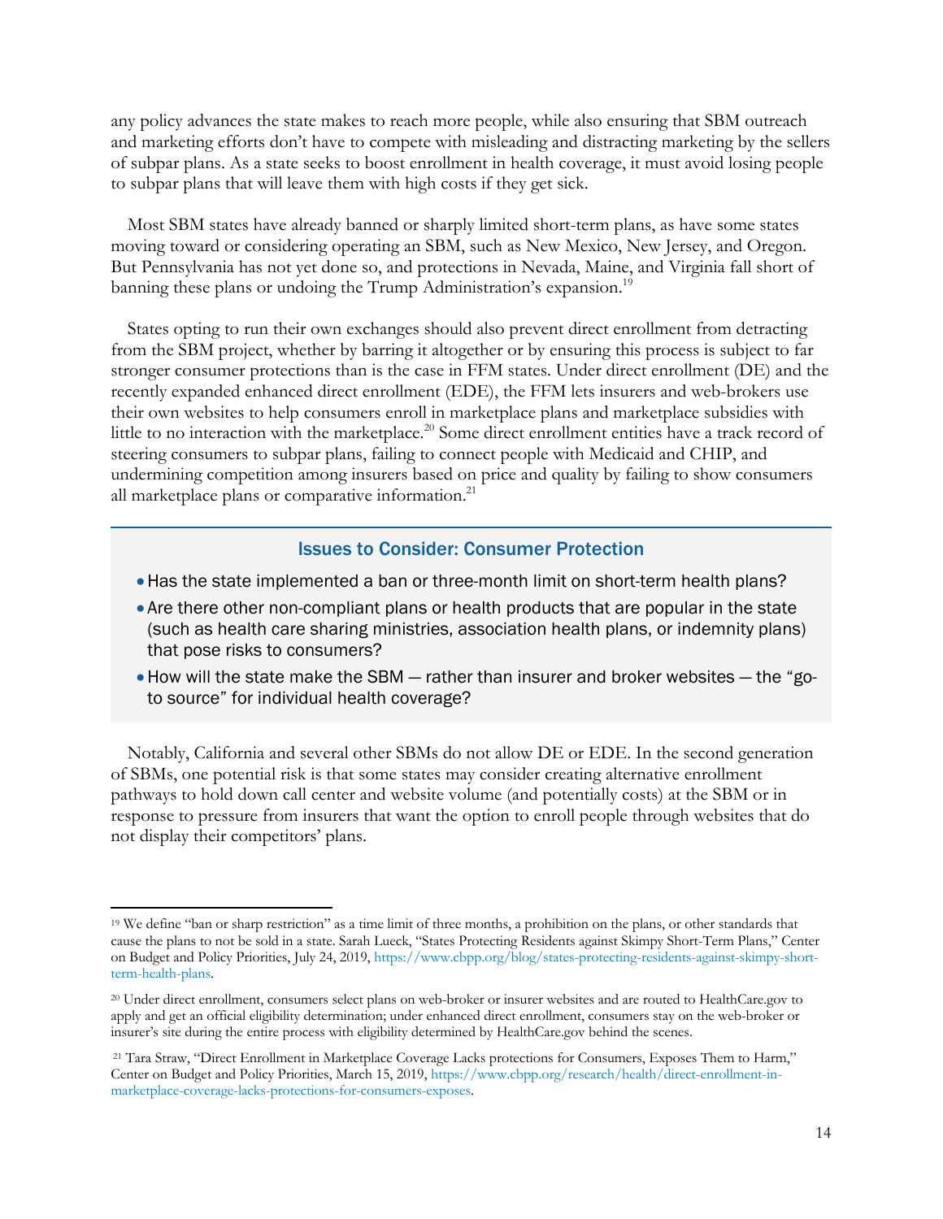any policy advances the state makes to reach more people, while also ensuring that SBM outreach and marketing efforts don't have to compete with misleading and distracting marketing by the sellers of subpar plans. As a state seeks to boost enrollment in health coverage, it must avoid losing people to subpar plans that will leave them with high costs if they get sick.

Most SBM states have already banned or sharply limited short-term plans, as have some states moving toward or considering operating an SBM, such as New Mexico, New Jersey, and Oregon. But Pennsylvania has not yet done so, and protections in Nevada, Maine, and Virginia fall short of banning these plans or undoing the Trump Administration's expansion.[19]

States opting to run their own exchanges should also prevent direct enrollment from detracting from the SBM project, whether by barring it altogether or by ensuring this process is subject to far stronger consumer protections than is the case in FFM states. Under direct enrollment (DE) and the recently expanded enhanced direct enrollment (EDE), the FFM lets insurers and web-brokers use their own websites to help consumers enroll in marketplace plans and marketplace subsidies with little to no interaction with the marketplace.[20] Some direct enrollment entities have a track record of steering consumers to subpar plans, failing to connect people with Medicaid and CHIP, and undermining competition among insurers based on price and quality by failing to show consumers all marketplace plans or comparative information.[21]

### Issues to Consider: Consumer Protection

- Has the state implemented a ban or three-month limit on short-term health plans?
- Are there other non-compliant plans or health products that are popular in the state (such as health care sharing ministries, association health plans, or indemnity plans) that pose risks to consumers?
- How will the state make the SBM — rather than insurer and broker websites — the "go-to source" for individual health coverage?

Notably, California and several other SBMs do not allow DE or EDE. In the second generation of SBMs, one potential risk is that some states may consider creating alternative enrollment pathways to hold down call center and website volume (and potentially costs) at the SBM or in response to pressure from insurers that want the option to enroll people through websites that do not display their competitors' plans.

---

[19] We define "ban or sharp restriction" as a time limit of three months, a prohibition on the plans, or other standards that cause the plans to not be sold in a state. Sarah Lueck, "States Protecting Residents against Skimpy Short-Term Plans," Center on Budget and Policy Priorities, July 24, 2019, https://www.cbpp.org/blog/states-protecting-residents-against-skimpy-short-term-health-plans.

[20] Under direct enrollment, consumers select plans on web-broker or insurer websites and are routed to HealthCare.gov to apply and get an official eligibility determination; under enhanced direct enrollment, consumers stay on the web-broker or insurer's site during the entire process with eligibility determined by HealthCare.gov behind the scenes.

[21] Tara Straw, "Direct Enrollment in Marketplace Coverage Lacks protections for Consumers, Exposes Them to Harm," Center on Budget and Policy Priorities, March 15, 2019, https://www.cbpp.org/research/health/direct-enrollment-in-marketplace-coverage-lacks-protections-for-consumers-exposes.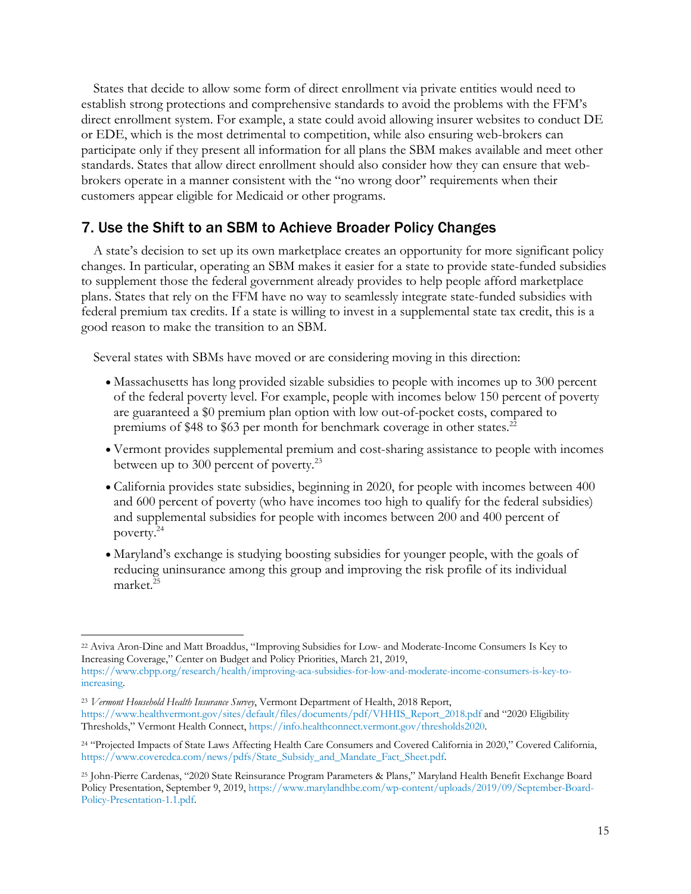States that decide to allow some form of direct enrollment via private entities would need to establish strong protections and comprehensive standards to avoid the problems with the FFM's direct enrollment system. For example, a state could avoid allowing insurer websites to conduct DE or EDE, which is the most detrimental to competition, while also ensuring web-brokers can participate only if they present all information for all plans the SBM makes available and meet other standards. States that allow direct enrollment should also consider how they can ensure that web-brokers operate in a manner consistent with the "no wrong door" requirements when their customers appear eligible for Medicaid or other programs.

## 7. Use the Shift to an SBM to Achieve Broader Policy Changes

A state's decision to set up its own marketplace creates an opportunity for more significant policy changes. In particular, operating an SBM makes it easier for a state to provide state-funded subsidies to supplement those the federal government already provides to help people afford marketplace plans. States that rely on the FFM have no way to seamlessly integrate state-funded subsidies with federal premium tax credits. If a state is willing to invest in a supplemental state tax credit, this is a good reason to make the transition to an SBM.

Several states with SBMs have moved or are considering moving in this direction:

- Massachusetts has long provided sizable subsidies to people with incomes up to 300 percent of the federal poverty level. For example, people with incomes below 150 percent of poverty are guaranteed a $0 premium plan option with low out-of-pocket costs, compared to premiums of $48 to $63 per month for benchmark coverage in other states.[22]
- Vermont provides supplemental premium and cost-sharing assistance to people with incomes between up to 300 percent of poverty.[23]
- California provides state subsidies, beginning in 2020, for people with incomes between 400 and 600 percent of poverty (who have incomes too high to qualify for the federal subsidies) and supplemental subsidies for people with incomes between 200 and 400 percent of poverty.[24]
- Maryland's exchange is studying boosting subsidies for younger people, with the goals of reducing uninsurance among this group and improving the risk profile of its individual market.[25]

---

[22] Aviva Aron-Dine and Matt Broaddus, "Improving Subsidies for Low- and Moderate-Income Consumers Is Key to Increasing Coverage," Center on Budget and Policy Priorities, March 21, 2019, https://www.cbpp.org/research/health/improving-aca-subsidies-for-low-and-moderate-income-consumers-is-key-to-increasing.

[23] *Vermont Household Health Insurance Survey*, Vermont Department of Health, 2018 Report, https://www.healthvermont.gov/sites/default/files/documents/pdf/VHHIS_Report_2018.pdf and "2020 Eligibility Thresholds," Vermont Health Connect, https://info.healthconnect.vermont.gov/thresholds2020.

[24] "Projected Impacts of State Laws Affecting Health Care Consumers and Covered California in 2020," Covered California, https://www.coveredca.com/news/pdfs/State_Subsidy_and_Mandate_Fact_Sheet.pdf.

[25] John-Pierre Cardenas, "2020 State Reinsurance Program Parameters & Plans," Maryland Health Benefit Exchange Board Policy Presentation, September 9, 2019, https://www.marylandhbe.com/wp-content/uploads/2019/09/September-Board-Policy-Presentation-1.1.pdf.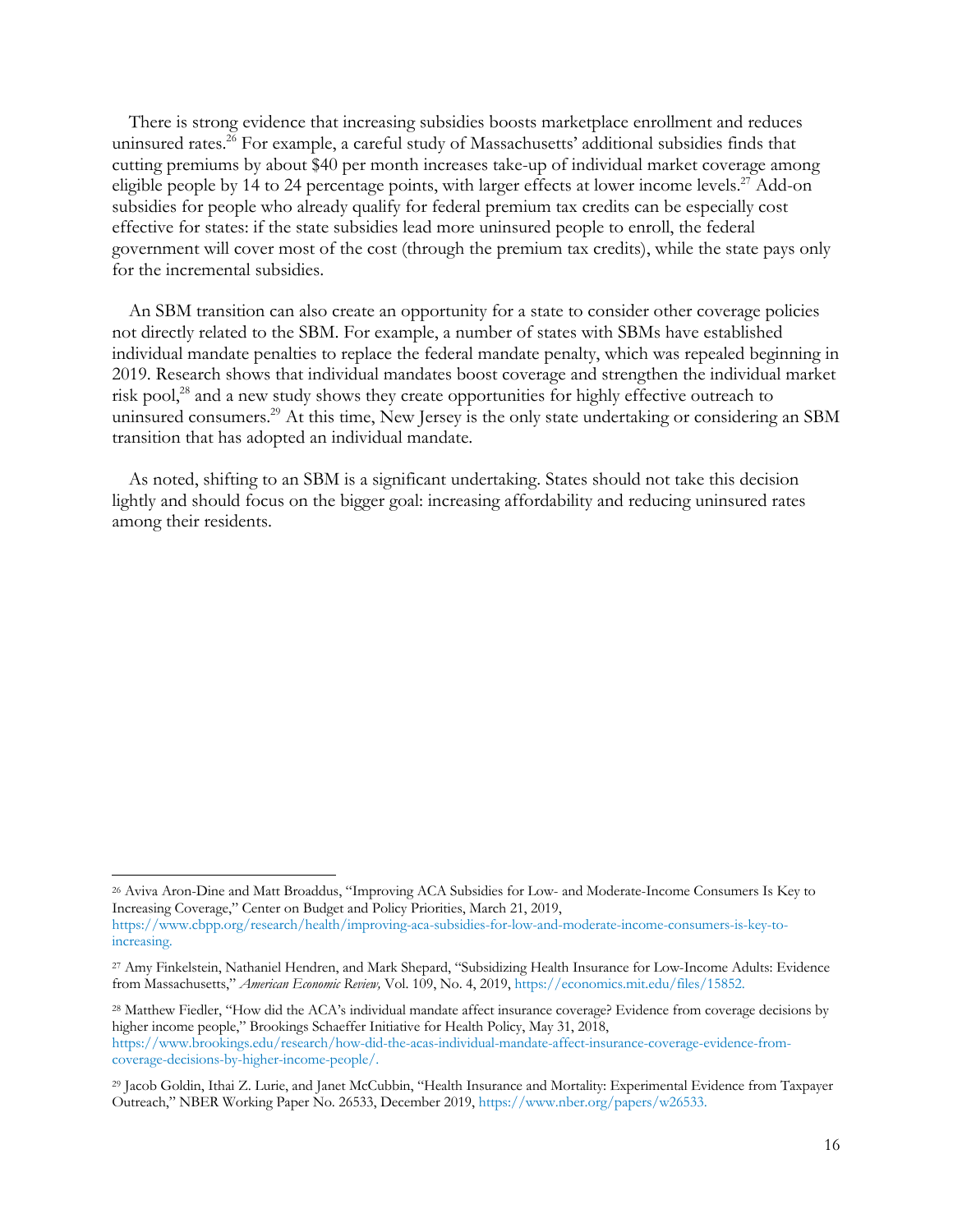There is strong evidence that increasing subsidies boosts marketplace enrollment and reduces uninsured rates.[26] For example, a careful study of Massachusetts' additional subsidies finds that cutting premiums by about $40 per month increases take-up of individual market coverage among eligible people by 14 to 24 percentage points, with larger effects at lower income levels.[27] Add-on subsidies for people who already qualify for federal premium tax credits can be especially cost effective for states: if the state subsidies lead more uninsured people to enroll, the federal government will cover most of the cost (through the premium tax credits), while the state pays only for the incremental subsidies.

An SBM transition can also create an opportunity for a state to consider other coverage policies not directly related to the SBM. For example, a number of states with SBMs have established individual mandate penalties to replace the federal mandate penalty, which was repealed beginning in 2019. Research shows that individual mandates boost coverage and strengthen the individual market risk pool,[28] and a new study shows they create opportunities for highly effective outreach to uninsured consumers.[29] At this time, New Jersey is the only state undertaking or considering an SBM transition that has adopted an individual mandate.

As noted, shifting to an SBM is a significant undertaking. States should not take this decision lightly and should focus on the bigger goal: increasing affordability and reducing uninsured rates among their residents.

---

[26] Aviva Aron-Dine and Matt Broaddus, "Improving ACA Subsidies for Low- and Moderate-Income Consumers Is Key to Increasing Coverage," Center on Budget and Policy Priorities, March 21, 2019, https://www.cbpp.org/research/health/improving-aca-subsidies-for-low-and-moderate-income-consumers-is-key-to-increasing.

[27] Amy Finkelstein, Nathaniel Hendren, and Mark Shepard, "Subsidizing Health Insurance for Low-Income Adults: Evidence from Massachusetts," *American Economic Review,* Vol. 109, No. 4, 2019, https://economics.mit.edu/files/15852.

[28] Matthew Fiedler, "How did the ACA's individual mandate affect insurance coverage? Evidence from coverage decisions by higher income people," Brookings Schaeffer Initiative for Health Policy, May 31, 2018, https://www.brookings.edu/research/how-did-the-acas-individual-mandate-affect-insurance-coverage-evidence-from-coverage-decisions-by-higher-income-people/.

[29] Jacob Goldin, Ithai Z. Lurie, and Janet McCubbin, "Health Insurance and Mortality: Experimental Evidence from Taxpayer Outreach," NBER Working Paper No. 26533, December 2019, https://www.nber.org/papers/w26533.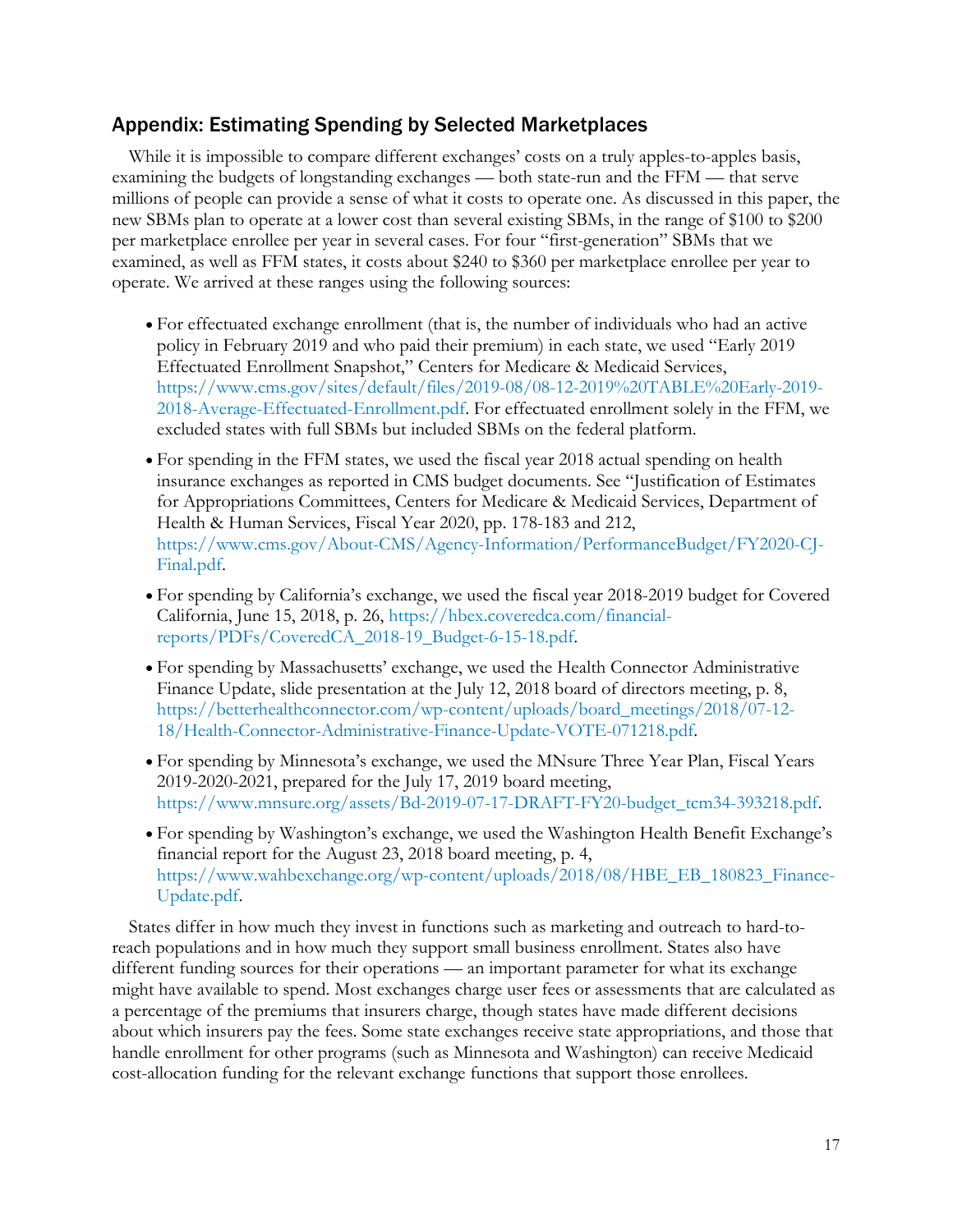## Appendix: Estimating Spending by Selected Marketplaces

While it is impossible to compare different exchanges' costs on a truly apples-to-apples basis, examining the budgets of longstanding exchanges — both state-run and the FFM — that serve millions of people can provide a sense of what it costs to operate one. As discussed in this paper, the new SBMs plan to operate at a lower cost than several existing SBMs, in the range of $100 to $200 per marketplace enrollee per year in several cases. For four "first-generation" SBMs that we examined, as well as FFM states, it costs about $240 to $360 per marketplace enrollee per year to operate. We arrived at these ranges using the following sources:

- For effectuated exchange enrollment (that is, the number of individuals who had an active policy in February 2019 and who paid their premium) in each state, we used "Early 2019 Effectuated Enrollment Snapshot," Centers for Medicare & Medicaid Services, https://www.cms.gov/sites/default/files/2019-08/08-12-2019%20TABLE%20Early-2019-2018-Average-Effectuated-Enrollment.pdf. For effectuated enrollment solely in the FFM, we excluded states with full SBMs but included SBMs on the federal platform.
- For spending in the FFM states, we used the fiscal year 2018 actual spending on health insurance exchanges as reported in CMS budget documents. See "Justification of Estimates for Appropriations Committees, Centers for Medicare & Medicaid Services, Department of Health & Human Services, Fiscal Year 2020, pp. 178-183 and 212, https://www.cms.gov/About-CMS/Agency-Information/PerformanceBudget/FY2020-CJ-Final.pdf.
- For spending by California's exchange, we used the fiscal year 2018-2019 budget for Covered California, June 15, 2018, p. 26, https://hbex.coveredca.com/financial-reports/PDFs/CoveredCA_2018-19_Budget-6-15-18.pdf.
- For spending by Massachusetts' exchange, we used the Health Connector Administrative Finance Update, slide presentation at the July 12, 2018 board of directors meeting, p. 8, https://betterhealthconnector.com/wp-content/uploads/board_meetings/2018/07-12-18/Health-Connector-Administrative-Finance-Update-VOTE-071218.pdf.
- For spending by Minnesota's exchange, we used the MNsure Three Year Plan, Fiscal Years 2019-2020-2021, prepared for the July 17, 2019 board meeting, https://www.mnsure.org/assets/Bd-2019-07-17-DRAFT-FY20-budget_tcm34-393218.pdf.
- For spending by Washington's exchange, we used the Washington Health Benefit Exchange's financial report for the August 23, 2018 board meeting, p. 4, https://www.wahbexchange.org/wp-content/uploads/2018/08/HBE_EB_180823_Finance-Update.pdf.

States differ in how much they invest in functions such as marketing and outreach to hard-to-reach populations and in how much they support small business enrollment. States also have different funding sources for their operations — an important parameter for what its exchange might have available to spend. Most exchanges charge user fees or assessments that are calculated as a percentage of the premiums that insurers charge, though states have made different decisions about which insurers pay the fees. Some state exchanges receive state appropriations, and those that handle enrollment for other programs (such as Minnesota and Washington) can receive Medicaid cost-allocation funding for the relevant exchange functions that support those enrollees.